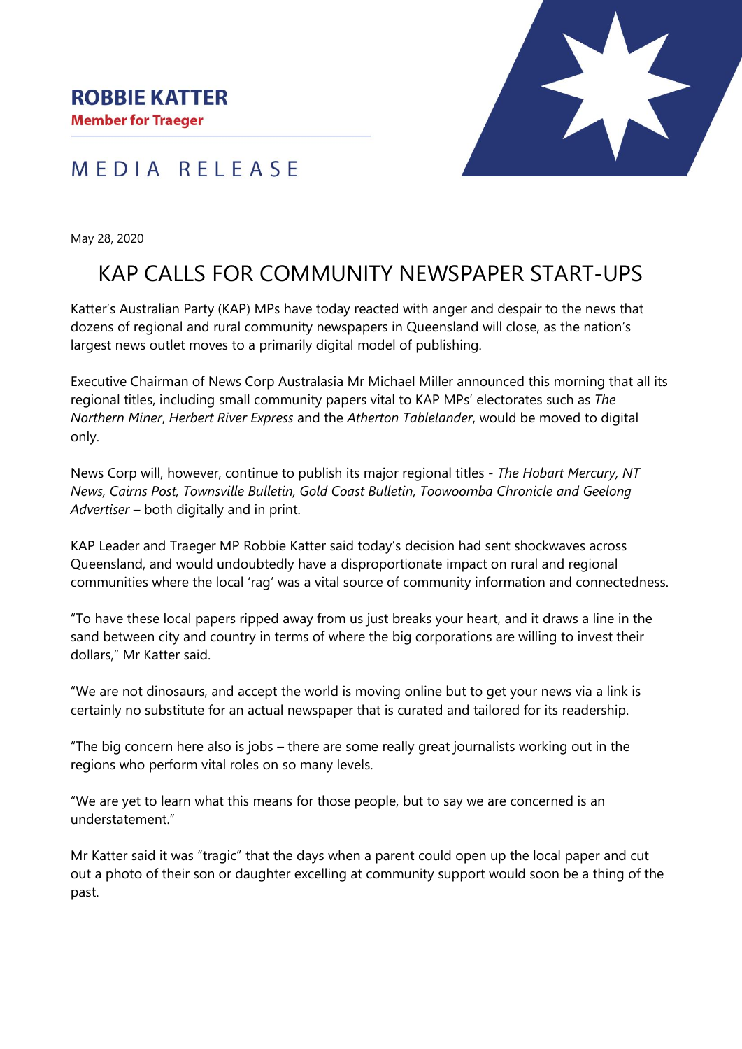**ROBBIE KATTER**

**Member for Traeger**

MEDIA RELEASE

May 28, 2020

# KAP CALLS FOR COMMUNITY NEWSPAPER START-UPS

Katter's Australian Party (KAP) MPs have today reacted with anger and despair to the news that dozens of regional and rural community newspapers in Queensland will close, as the nation's largest news outlet moves to a primarily digital model of publishing.

Executive Chairman of News Corp Australasia Mr Michael Miller announced this morning that all its regional titles, including small community papers vital to KAP MPs' electorates such as *The Northern Miner*, *Herbert River Express* and the *Atherton Tablelander*, would be moved to digital only.

News Corp will, however, continue to publish its major regional titles - *The Hobart Mercury, NT News, Cairns Post, Townsville Bulletin, Gold Coast Bulletin, Toowoomba Chronicle and Geelong Advertiser* – both digitally and in print.

KAP Leader and Traeger MP Robbie Katter said today's decision had sent shockwaves across Queensland, and would undoubtedly have a disproportionate impact on rural and regional communities where the local 'rag' was a vital source of community information and connectedness.

"To have these local papers ripped away from us just breaks your heart, and it draws a line in the sand between city and country in terms of where the big corporations are willing to invest their dollars," Mr Katter said.

"We are not dinosaurs, and accept the world is moving online but to get your news via a link is certainly no substitute for an actual newspaper that is curated and tailored for its readership.

"The big concern here also is jobs – there are some really great journalists working out in the regions who perform vital roles on so many levels.

"We are yet to learn what this means for those people, but to say we are concerned is an understatement."

Mr Katter said it was "tragic" that the days when a parent could open up the local paper and cut out a photo of their son or daughter excelling at community support would soon be a thing of the past.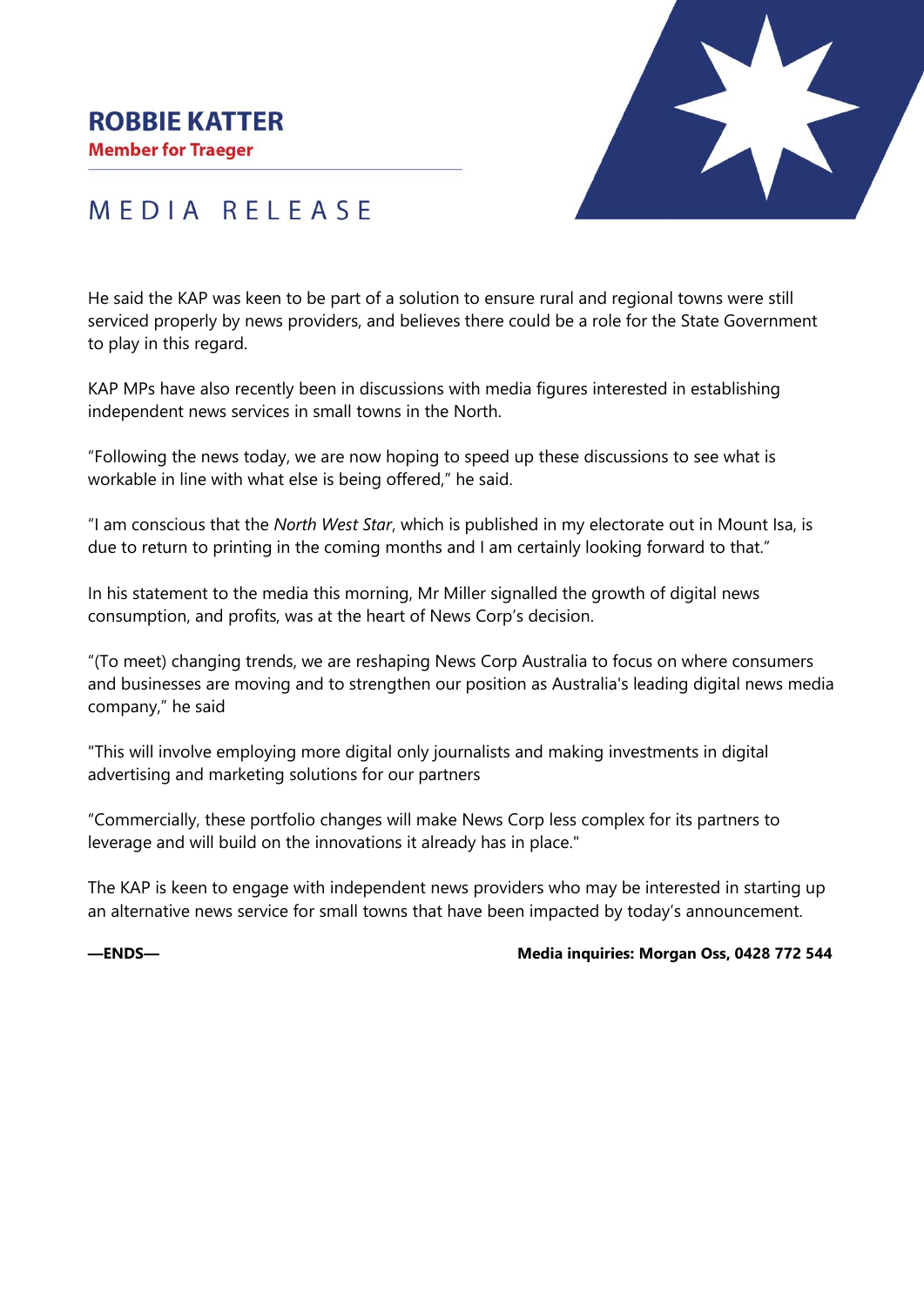# ROBBIE KATTER

**Member for Traeger**

# MEDIA RELEASE

He said the KAP was keen to be part of a solution to ensure rural and regional towns were still serviced properly by news providers, and believes there could be a role for the State Government to play in this regard.

KAP MPs have also recently been in discussions with media figures interested in establishing independent news services in small towns in the North.

"Following the news today, we are now hoping to speed up these discussions to see what is workable in line with what else is being offered," he said.

"I am conscious that the *North West Star*, which is published in my electorate out in Mount Isa, is due to return to printing in the coming months and I am certainly looking forward to that."

In his statement to the media this morning, Mr Miller signalled the growth of digital news consumption, and profits, was at the heart of News Corp's decision.

"(To meet) changing trends, we are reshaping News Corp Australia to focus on where consumers and businesses are moving and to strengthen our position as Australia's leading digital news media company," he said

"This will involve employing more digital only journalists and making investments in digital advertising and marketing solutions for our partners

"Commercially, these portfolio changes will make News Corp less complex for its partners to leverage and will build on the innovations it already has in place."

The KAP is keen to engage with independent news providers who may be interested in starting up an alternative news service for small towns that have been impacted by today's announcement.

**—ENDS—**

**Media inquiries: Morgan Oss, 0428 772 544**